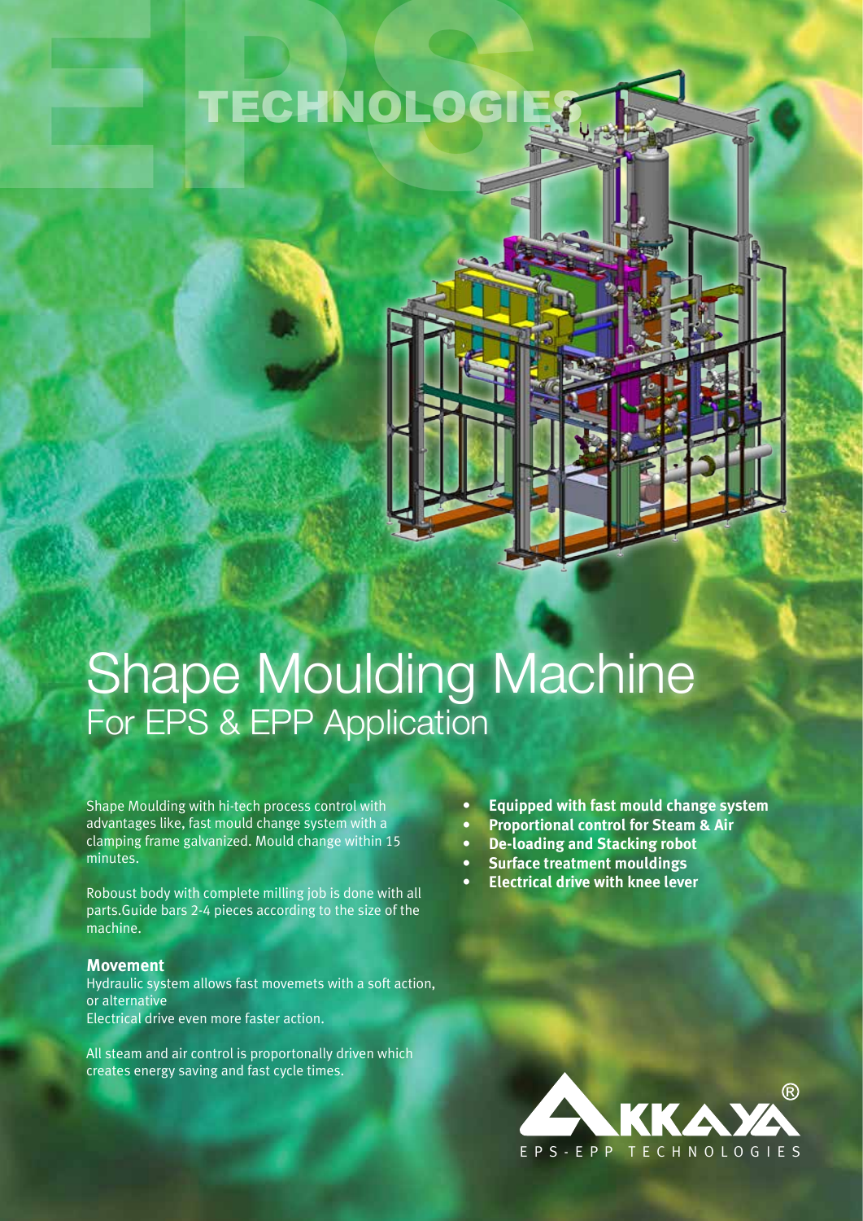EPS TECHNOLOGIES

# Shape Moulding Machine

## For EPS & EPP Application

Shape Moulding with hi-tech process control with advantages like, fast mould change system with a clamping frame galvanized. Mould change within 15 minutes.

Robust body with complete milling job is done with all parts.Guide bars 2-4 pieces according to the size of the machine.

**Movement**
Hydraulic system allows fast movemets with a soft action, or alternative
Electrical drive even more faster action.

All steam and air control is proportonally driven which creates energy saving and fast cycle times.

- **Equipped with fast mould change system**
- **Proportional control for Steam & Air**
- **De-loading and Stacking robot**
- **Surface treatment mouldings**
- **Electrical drive with knee lever**

AKKAYA®
EPS-EPP TECHNOLOGIES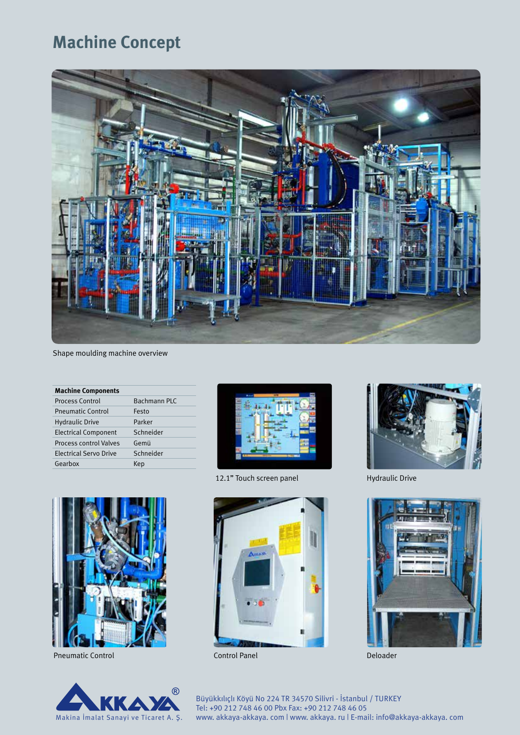# Machine Concept

Shape moulding machine overview

| Machine Components | |
|---|---|
| Process Control | Bachmann PLC |
| Pneumatic Control | Festo |
| Hydraulic Drive | Parker |
| Electrical Component | Schneider |
| Process control Valves | Gemü |
| Electrical Servo Drive | Schneider |
| Gearbox | Kep |

12.1” Touch screen panel

Hydraulic Drive

Pneumatic Control

Control Panel

Deloader

Makina İmalat Sanayi ve Ticaret A. Ş.

Büyükkılıçlı Köyü No 224 TR 34570 Silivri - İstanbul / TURKEY
Tel: +90 212 748 46 00 Pbx Fax: +90 212 748 46 05
www. akkaya-akkaya. com | www. akkaya. ru | E-mail: info@akkaya-akkaya. com